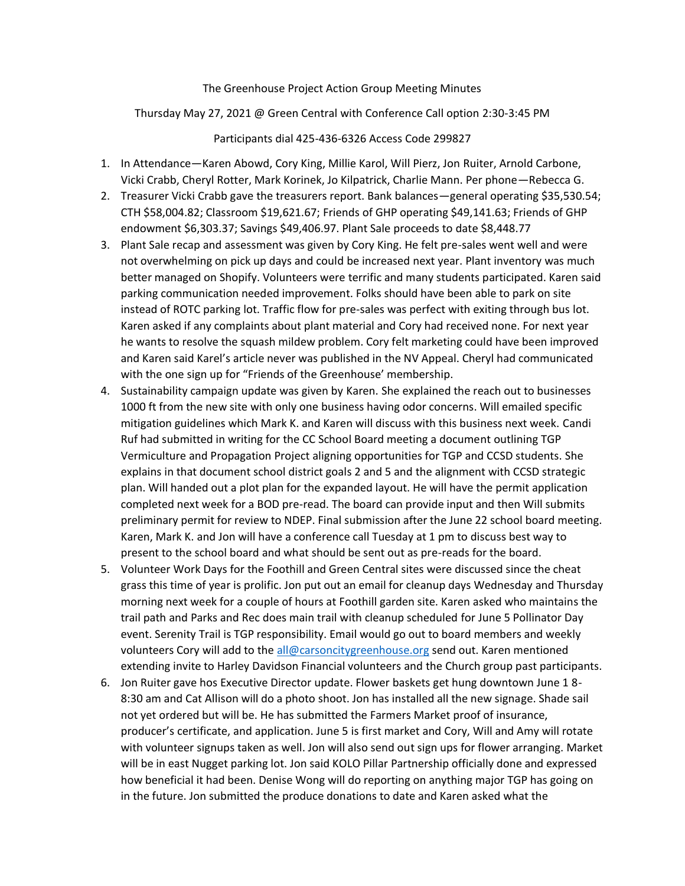The Greenhouse Project Action Group Meeting Minutes

Thursday May 27, 2021 @ Green Central with Conference Call option 2:30-3:45 PM

Participants dial 425-436-6326 Access Code 299827

1. In Attendance—Karen Abowd, Cory King, Millie Karol, Will Pierz, Jon Ruiter, Arnold Carbone, Vicki Crabb, Cheryl Rotter, Mark Korinek, Jo Kilpatrick, Charlie Mann. Per phone—Rebecca G.
2. Treasurer Vicki Crabb gave the treasurers report. Bank balances—general operating $35,530.54; CTH $58,004.82; Classroom $19,621.67; Friends of GHP operating $49,141.63; Friends of GHP endowment $6,303.37; Savings $49,406.97. Plant Sale proceeds to date $8,448.77
3. Plant Sale recap and assessment was given by Cory King. He felt pre-sales went well and were not overwhelming on pick up days and could be increased next year. Plant inventory was much better managed on Shopify. Volunteers were terrific and many students participated. Karen said parking communication needed improvement. Folks should have been able to park on site instead of ROTC parking lot. Traffic flow for pre-sales was perfect with exiting through bus lot. Karen asked if any complaints about plant material and Cory had received none. For next year he wants to resolve the squash mildew problem. Cory felt marketing could have been improved and Karen said Karel's article never was published in the NV Appeal. Cheryl had communicated with the one sign up for "Friends of the Greenhouse' membership.
4. Sustainability campaign update was given by Karen. She explained the reach out to businesses 1000 ft from the new site with only one business having odor concerns. Will emailed specific mitigation guidelines which Mark K. and Karen will discuss with this business next week. Candi Ruf had submitted in writing for the CC School Board meeting a document outlining TGP Vermiculture and Propagation Project aligning opportunities for TGP and CCSD students. She explains in that document school district goals 2 and 5 and the alignment with CCSD strategic plan. Will handed out a plot plan for the expanded layout. He will have the permit application completed next week for a BOD pre-read. The board can provide input and then Will submits preliminary permit for review to NDEP. Final submission after the June 22 school board meeting. Karen, Mark K. and Jon will have a conference call Tuesday at 1 pm to discuss best way to present to the school board and what should be sent out as pre-reads for the board.
5. Volunteer Work Days for the Foothill and Green Central sites were discussed since the cheat grass this time of year is prolific. Jon put out an email for cleanup days Wednesday and Thursday morning next week for a couple of hours at Foothill garden site. Karen asked who maintains the trail path and Parks and Rec does main trail with cleanup scheduled for June 5 Pollinator Day event. Serenity Trail is TGP responsibility. Email would go out to board members and weekly volunteers Cory will add to the all@carsoncitygreenhouse.org send out. Karen mentioned extending invite to Harley Davidson Financial volunteers and the Church group past participants.
6. Jon Ruiter gave hos Executive Director update. Flower baskets get hung downtown June 1 8-8:30 am and Cat Allison will do a photo shoot. Jon has installed all the new signage. Shade sail not yet ordered but will be. He has submitted the Farmers Market proof of insurance, producer's certificate, and application. June 5 is first market and Cory, Will and Amy will rotate with volunteer signups taken as well. Jon will also send out sign ups for flower arranging. Market will be in east Nugget parking lot. Jon said KOLO Pillar Partnership officially done and expressed how beneficial it had been. Denise Wong will do reporting on anything major TGP has going on in the future. Jon submitted the produce donations to date and Karen asked what the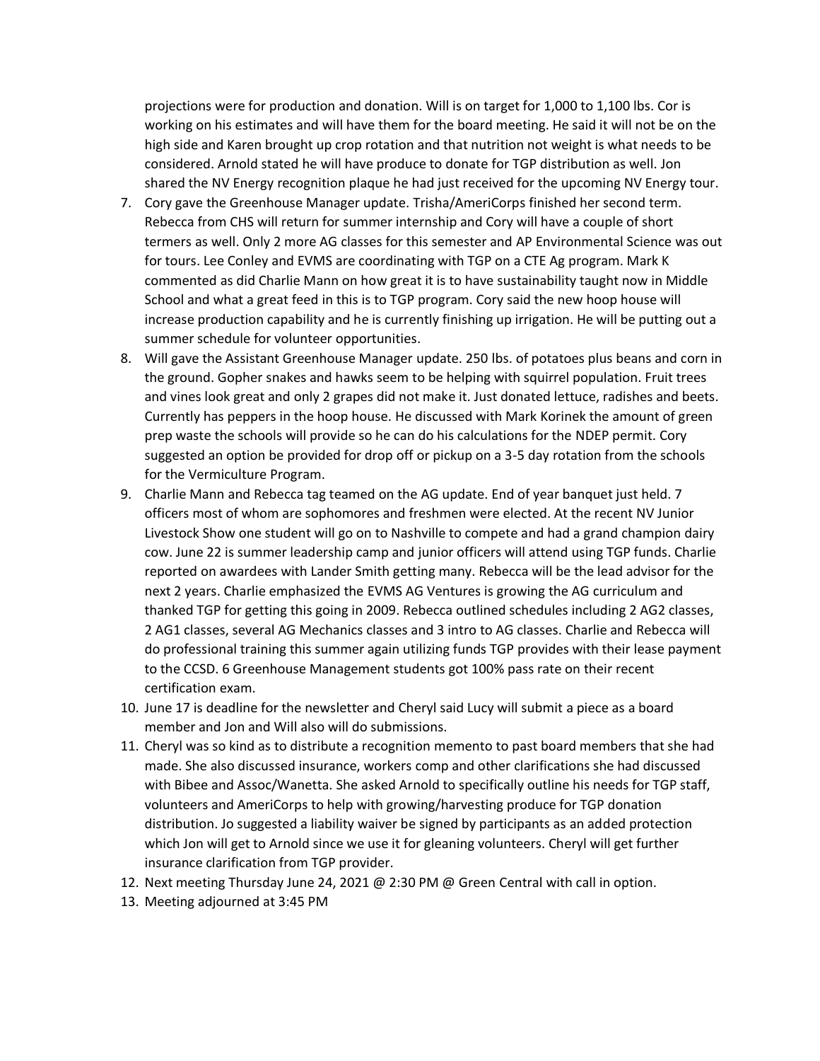projections were for production and donation. Will is on target for 1,000 to 1,100 lbs. Cor is working on his estimates and will have them for the board meeting. He said it will not be on the high side and Karen brought up crop rotation and that nutrition not weight is what needs to be considered. Arnold stated he will have produce to donate for TGP distribution as well. Jon shared the NV Energy recognition plaque he had just received for the upcoming NV Energy tour.

7. Cory gave the Greenhouse Manager update. Trisha/AmeriCorps finished her second term. Rebecca from CHS will return for summer internship and Cory will have a couple of short termers as well. Only 2 more AG classes for this semester and AP Environmental Science was out for tours. Lee Conley and EVMS are coordinating with TGP on a CTE Ag program. Mark K commented as did Charlie Mann on how great it is to have sustainability taught now in Middle School and what a great feed in this is to TGP program. Cory said the new hoop house will increase production capability and he is currently finishing up irrigation. He will be putting out a summer schedule for volunteer opportunities.
8. Will gave the Assistant Greenhouse Manager update. 250 lbs. of potatoes plus beans and corn in the ground. Gopher snakes and hawks seem to be helping with squirrel population. Fruit trees and vines look great and only 2 grapes did not make it. Just donated lettuce, radishes and beets. Currently has peppers in the hoop house. He discussed with Mark Korinek the amount of green prep waste the schools will provide so he can do his calculations for the NDEP permit. Cory suggested an option be provided for drop off or pickup on a 3-5 day rotation from the schools for the Vermiculture Program.
9. Charlie Mann and Rebecca tag teamed on the AG update. End of year banquet just held. 7 officers most of whom are sophomores and freshmen were elected. At the recent NV Junior Livestock Show one student will go on to Nashville to compete and had a grand champion dairy cow. June 22 is summer leadership camp and junior officers will attend using TGP funds. Charlie reported on awardees with Lander Smith getting many. Rebecca will be the lead advisor for the next 2 years. Charlie emphasized the EVMS AG Ventures is growing the AG curriculum and thanked TGP for getting this going in 2009. Rebecca outlined schedules including 2 AG2 classes, 2 AG1 classes, several AG Mechanics classes and 3 intro to AG classes. Charlie and Rebecca will do professional training this summer again utilizing funds TGP provides with their lease payment to the CCSD. 6 Greenhouse Management students got 100% pass rate on their recent certification exam.
10. June 17 is deadline for the newsletter and Cheryl said Lucy will submit a piece as a board member and Jon and Will also will do submissions.
11. Cheryl was so kind as to distribute a recognition memento to past board members that she had made. She also discussed insurance, workers comp and other clarifications she had discussed with Bibee and Assoc/Wanetta. She asked Arnold to specifically outline his needs for TGP staff, volunteers and AmeriCorps to help with growing/harvesting produce for TGP donation distribution. Jo suggested a liability waiver be signed by participants as an added protection which Jon will get to Arnold since we use it for gleaning volunteers. Cheryl will get further insurance clarification from TGP provider.
12. Next meeting Thursday June 24, 2021 @ 2:30 PM @ Green Central with call in option.
13. Meeting adjourned at 3:45 PM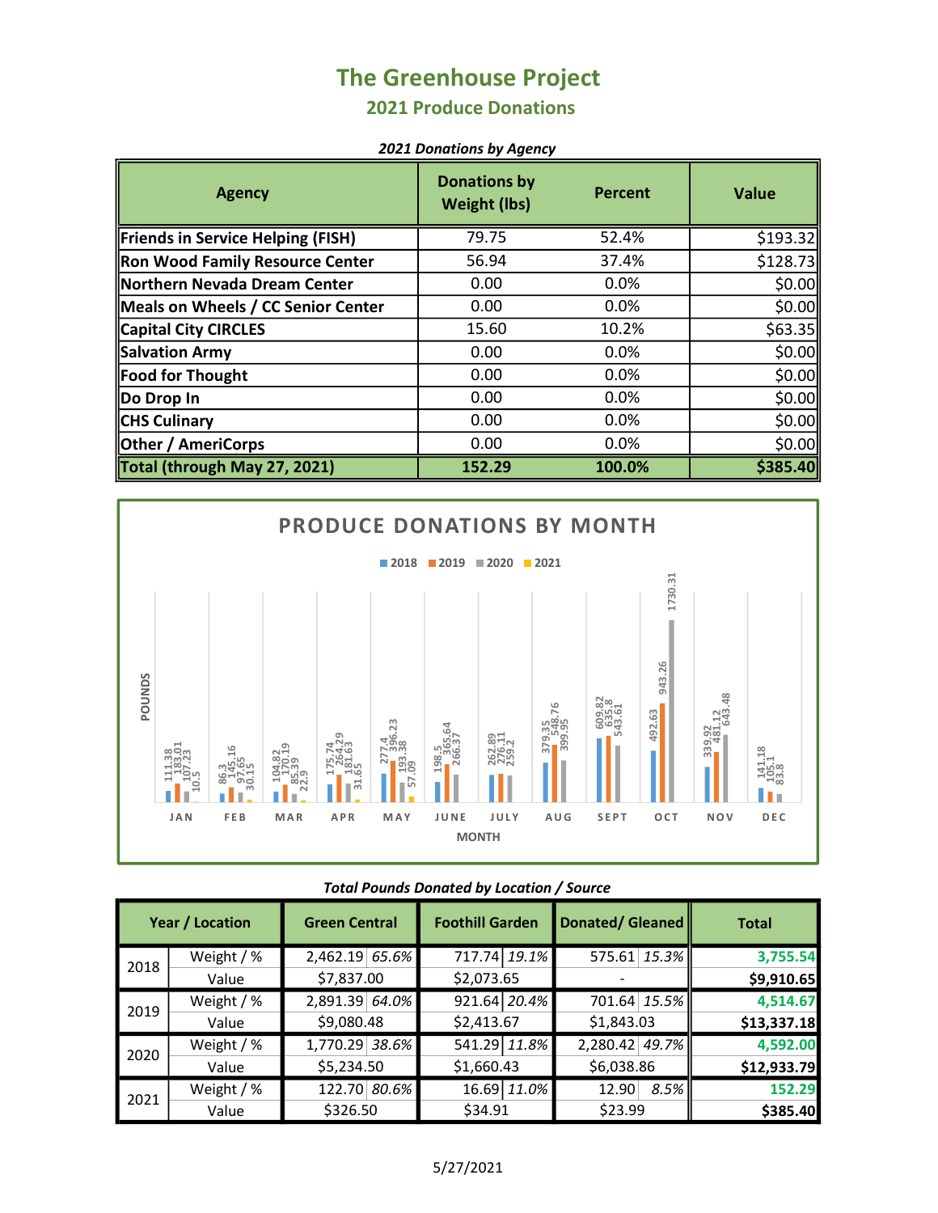# The Greenhouse Project

## 2021 Produce Donations

*2021 Donations by Agency*

| Agency | Donations by Weight (lbs) | Percent | Value |
|---|---|---|---|
| Friends in Service Helping (FISH) | 79.75 | 52.4% | $193.32 |
| Ron Wood Family Resource Center | 56.94 | 37.4% | $128.73 |
| Northern Nevada Dream Center | 0.00 | 0.0% | $0.00 |
| Meals on Wheels / CC Senior Center | 0.00 | 0.0% | $0.00 |
| Capital City CIRCLES | 15.60 | 10.2% | $63.35 |
| Salvation Army | 0.00 | 0.0% | $0.00 |
| Food for Thought | 0.00 | 0.0% | $0.00 |
| Do Drop In | 0.00 | 0.0% | $0.00 |
| CHS Culinary | 0.00 | 0.0% | $0.00 |
| Other / AmeriCorps | 0.00 | 0.0% | $0.00 |
| **Total (through May 27, 2021)** | **152.29** | **100.0%** | **$385.40** |

PRODUCE DONATIONS BY MONTH

2018 2019 2020 2021

POUNDS

JAN: 111.38, 183.01, 107.23, 10.5
FEB: 86.3, 145.16, 97.65, 30.15
MAR: 104.82, 170.19, 85.39, 22.9
APR: 175.74, 264.29, 181.63, 31.65
MAY: 277.4, 396.23, 193.38, 57.09
JUNE: 198.5, 365.64, 266.37
JULY: 262.89, 276.11, 259.2
AUG: 379.35, 548.76, 399.95
SEPT: 609.82, 635.8, 543.61
OCT: 492.63, 943.26, 1730.31
NOV: 339.92, 481.12, 643.48
DEC: 141.18, 105.1, 83.8

MONTH

*Total Pounds Donated by Location / Source*

| Year / Location | | Green Central | | Foothill Garden | | Donated/ Gleaned | | Total |
|---|---|---|---|---|---|---|---|---|
| 2018 | Weight / % | 2,462.19 | *65.6%* | 717.74 | *19.1%* | 575.61 | *15.3%* | 3,755.54 |
| | Value | $7,837.00 | | $2,073.65 | | - | | **$9,910.65** |
| 2019 | Weight / % | 2,891.39 | *64.0%* | 921.64 | *20.4%* | 701.64 | *15.5%* | 4,514.67 |
| | Value | $9,080.48 | | $2,413.67 | | $1,843.03 | | **$13,337.18** |
| 2020 | Weight / % | 1,770.29 | *38.6%* | 541.29 | *11.8%* | 2,280.42 | *49.7%* | 4,592.00 |
| | Value | $5,234.50 | | $1,660.43 | | $6,038.86 | | **$12,933.79** |
| 2021 | Weight / % | 122.70 | *80.6%* | 16.69 | *11.0%* | 12.90 | *8.5%* | 152.29 |
| | Value | $326.50 | | $34.91 | | $23.99 | | **$385.40** |

5/27/2021